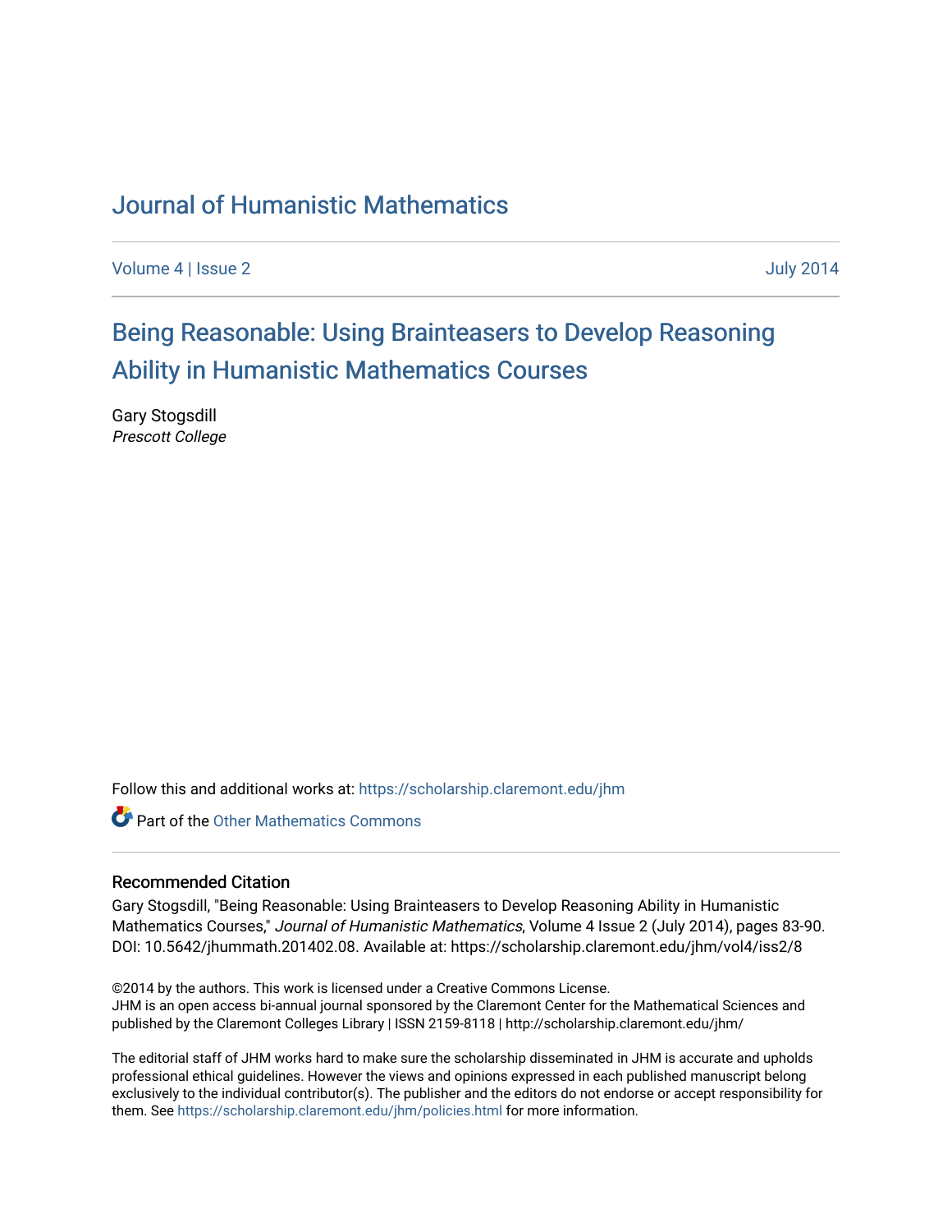# Journal of Humanistic Mathematics

Volume 4 | Issue 2 July 2014

## Being Reasonable: Using Brainteasers to Develop Reasoning Ability in Humanistic Mathematics Courses

Gary Stogsdill
*Prescott College*

Follow this and additional works at: https://scholarship.claremont.edu/jhm

Part of the Other Mathematics Commons

### Recommended Citation

Gary Stogsdill, "Being Reasonable: Using Brainteasers to Develop Reasoning Ability in Humanistic Mathematics Courses," *Journal of Humanistic Mathematics*, Volume 4 Issue 2 (July 2014), pages 83-90. DOI: 10.5642/jhummath.201402.08. Available at: https://scholarship.claremont.edu/jhm/vol4/iss2/8

©2014 by the authors. This work is licensed under a Creative Commons License.
JHM is an open access bi-annual journal sponsored by the Claremont Center for the Mathematical Sciences and published by the Claremont Colleges Library | ISSN 2159-8118 | http://scholarship.claremont.edu/jhm/

The editorial staff of JHM works hard to make sure the scholarship disseminated in JHM is accurate and upholds professional ethical guidelines. However the views and opinions expressed in each published manuscript belong exclusively to the individual contributor(s). The publisher and the editors do not endorse or accept responsibility for them. See https://scholarship.claremont.edu/jhm/policies.html for more information.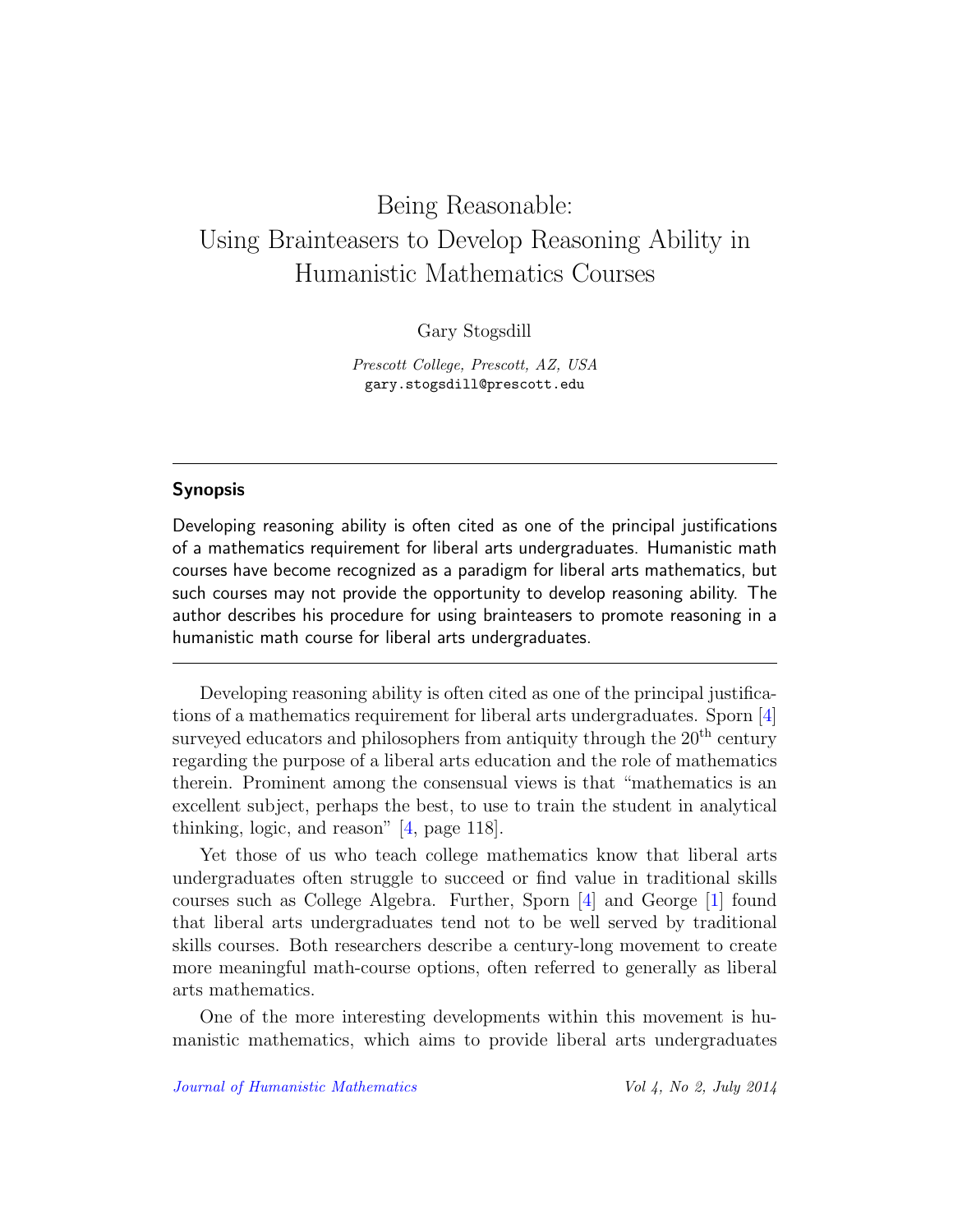# Being Reasonable: Using Brainteasers to Develop Reasoning Ability in Humanistic Mathematics Courses

Gary Stogsdill

*Prescott College, Prescott, AZ, USA*
gary.stogsdill@prescott.edu

## Synopsis

Developing reasoning ability is often cited as one of the principal justifications of a mathematics requirement for liberal arts undergraduates. Humanistic math courses have become recognized as a paradigm for liberal arts mathematics, but such courses may not provide the opportunity to develop reasoning ability. The author describes his procedure for using brainteasers to promote reasoning in a humanistic math course for liberal arts undergraduates.

---

Developing reasoning ability is often cited as one of the principal justifications of a mathematics requirement for liberal arts undergraduates. Sporn [4] surveyed educators and philosophers from antiquity through the 20th century regarding the purpose of a liberal arts education and the role of mathematics therein. Prominent among the consensual views is that "mathematics is an excellent subject, perhaps the best, to use to train the student in analytical thinking, logic, and reason" [4, page 118].

Yet those of us who teach college mathematics know that liberal arts undergraduates often struggle to succeed or find value in traditional skills courses such as College Algebra. Further, Sporn [4] and George [1] found that liberal arts undergraduates tend not to be well served by traditional skills courses. Both researchers describe a century-long movement to create more meaningful math-course options, often referred to generally as liberal arts mathematics.

One of the more interesting developments within this movement is humanistic mathematics, which aims to provide liberal arts undergraduates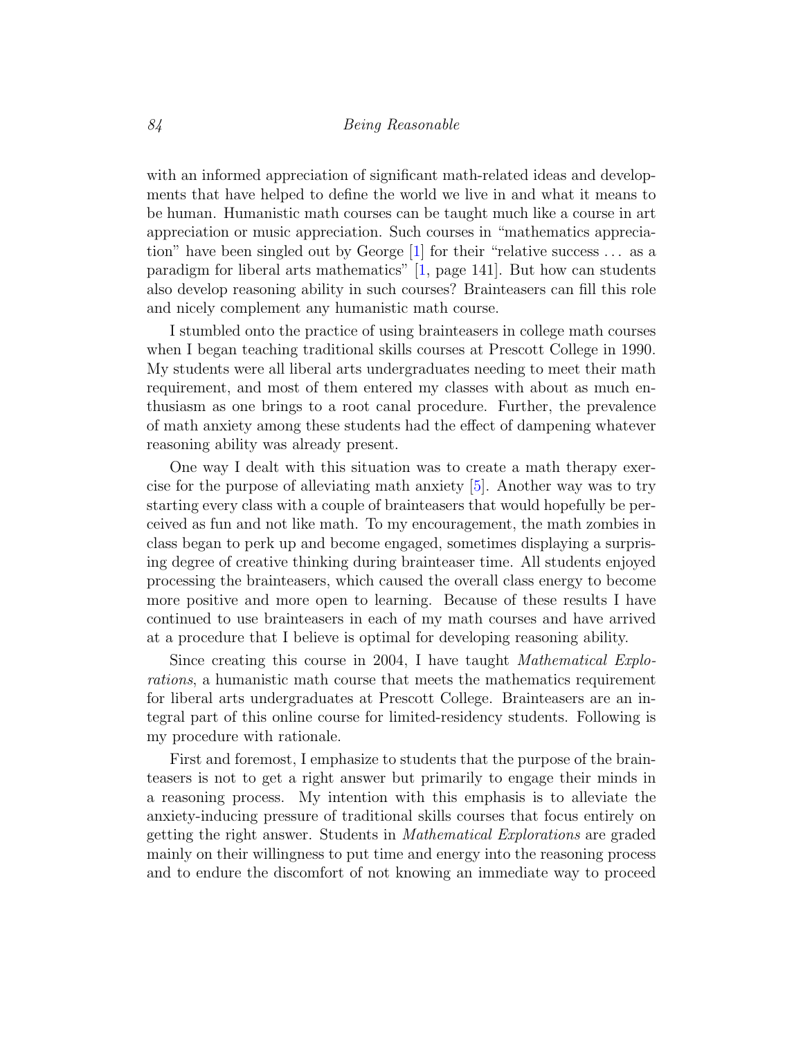with an informed appreciation of significant math-related ideas and developments that have helped to define the world we live in and what it means to be human. Humanistic math courses can be taught much like a course in art appreciation or music appreciation. Such courses in "mathematics appreciation" have been singled out by George [1] for their "relative success . . . as a paradigm for liberal arts mathematics" [1, page 141]. But how can students also develop reasoning ability in such courses? Brainteasers can fill this role and nicely complement any humanistic math course.

I stumbled onto the practice of using brainteasers in college math courses when I began teaching traditional skills courses at Prescott College in 1990. My students were all liberal arts undergraduates needing to meet their math requirement, and most of them entered my classes with about as much enthusiasm as one brings to a root canal procedure. Further, the prevalence of math anxiety among these students had the effect of dampening whatever reasoning ability was already present.

One way I dealt with this situation was to create a math therapy exercise for the purpose of alleviating math anxiety [5]. Another way was to try starting every class with a couple of brainteasers that would hopefully be perceived as fun and not like math. To my encouragement, the math zombies in class began to perk up and become engaged, sometimes displaying a surprising degree of creative thinking during brainteaser time. All students enjoyed processing the brainteasers, which caused the overall class energy to become more positive and more open to learning. Because of these results I have continued to use brainteasers in each of my math courses and have arrived at a procedure that I believe is optimal for developing reasoning ability.

Since creating this course in 2004, I have taught *Mathematical Explorations*, a humanistic math course that meets the mathematics requirement for liberal arts undergraduates at Prescott College. Brainteasers are an integral part of this online course for limited-residency students. Following is my procedure with rationale.

First and foremost, I emphasize to students that the purpose of the brainteasers is not to get a right answer but primarily to engage their minds in a reasoning process. My intention with this emphasis is to alleviate the anxiety-inducing pressure of traditional skills courses that focus entirely on getting the right answer. Students in *Mathematical Explorations* are graded mainly on their willingness to put time and energy into the reasoning process and to endure the discomfort of not knowing an immediate way to proceed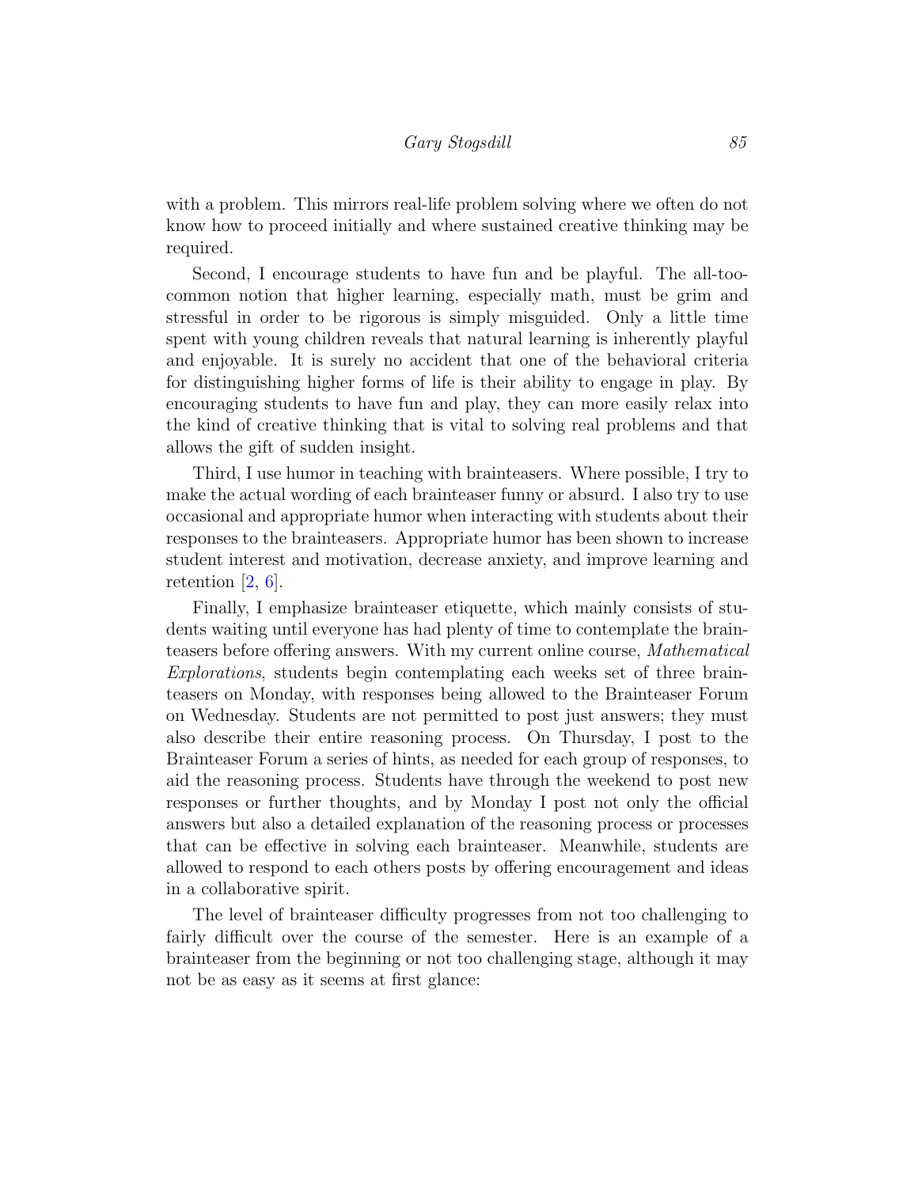with a problem. This mirrors real-life problem solving where we often do not know how to proceed initially and where sustained creative thinking may be required.

Second, I encourage students to have fun and be playful. The all-too-common notion that higher learning, especially math, must be grim and stressful in order to be rigorous is simply misguided. Only a little time spent with young children reveals that natural learning is inherently playful and enjoyable. It is surely no accident that one of the behavioral criteria for distinguishing higher forms of life is their ability to engage in play. By encouraging students to have fun and play, they can more easily relax into the kind of creative thinking that is vital to solving real problems and that allows the gift of sudden insight.

Third, I use humor in teaching with brainteasers. Where possible, I try to make the actual wording of each brainteaser funny or absurd. I also try to use occasional and appropriate humor when interacting with students about their responses to the brainteasers. Appropriate humor has been shown to increase student interest and motivation, decrease anxiety, and improve learning and retention [2, 6].

Finally, I emphasize brainteaser etiquette, which mainly consists of students waiting until everyone has had plenty of time to contemplate the brainteasers before offering answers. With my current online course, *Mathematical Explorations*, students begin contemplating each weeks set of three brainteasers on Monday, with responses being allowed to the Brainteaser Forum on Wednesday. Students are not permitted to post just answers; they must also describe their entire reasoning process. On Thursday, I post to the Brainteaser Forum a series of hints, as needed for each group of responses, to aid the reasoning process. Students have through the weekend to post new responses or further thoughts, and by Monday I post not only the official answers but also a detailed explanation of the reasoning process or processes that can be effective in solving each brainteaser. Meanwhile, students are allowed to respond to each others posts by offering encouragement and ideas in a collaborative spirit.

The level of brainteaser difficulty progresses from not too challenging to fairly difficult over the course of the semester. Here is an example of a brainteaser from the beginning or not too challenging stage, although it may not be as easy as it seems at first glance: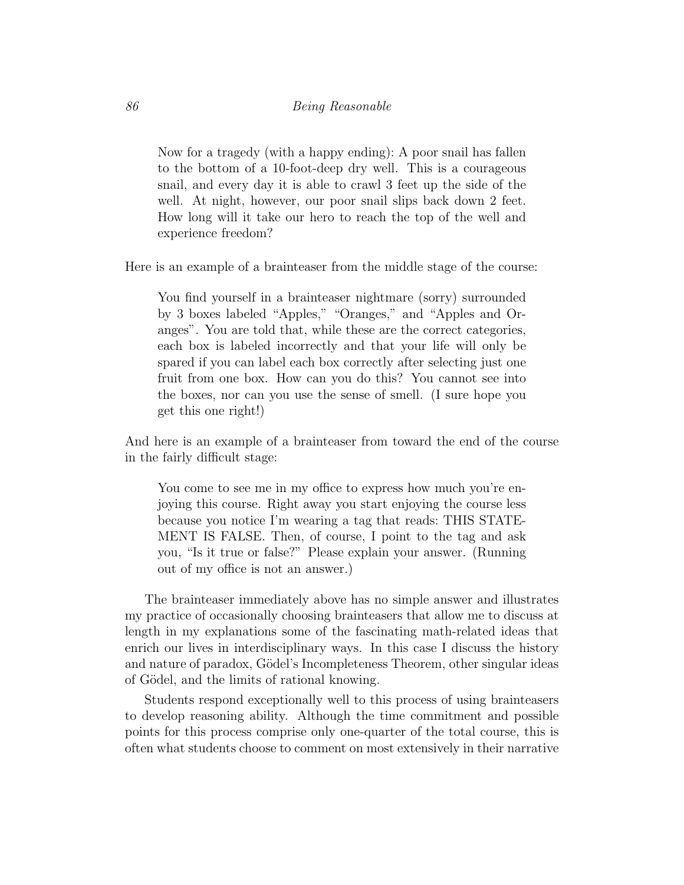> Now for a tragedy (with a happy ending): A poor snail has fallen to the bottom of a 10-foot-deep dry well. This is a courageous snail, and every day it is able to crawl 3 feet up the side of the well. At night, however, our poor snail slips back down 2 feet. How long will it take our hero to reach the top of the well and experience freedom?

Here is an example of a brainteaser from the middle stage of the course:

> You find yourself in a brainteaser nightmare (sorry) surrounded by 3 boxes labeled "Apples," "Oranges," and "Apples and Oranges". You are told that, while these are the correct categories, each box is labeled incorrectly and that your life will only be spared if you can label each box correctly after selecting just one fruit from one box. How can you do this? You cannot see into the boxes, nor can you use the sense of smell. (I sure hope you get this one right!)

And here is an example of a brainteaser from toward the end of the course in the fairly difficult stage:

> You come to see me in my office to express how much you're enjoying this course. Right away you start enjoying the course less because you notice I'm wearing a tag that reads: THIS STATEMENT IS FALSE. Then, of course, I point to the tag and ask you, "Is it true or false?" Please explain your answer. (Running out of my office is not an answer.)

The brainteaser immediately above has no simple answer and illustrates my practice of occasionally choosing brainteasers that allow me to discuss at length in my explanations some of the fascinating math-related ideas that enrich our lives in interdisciplinary ways. In this case I discuss the history and nature of paradox, Gödel's Incompleteness Theorem, other singular ideas of Gödel, and the limits of rational knowing.

Students respond exceptionally well to this process of using brainteasers to develop reasoning ability. Although the time commitment and possible points for this process comprise only one-quarter of the total course, this is often what students choose to comment on most extensively in their narrative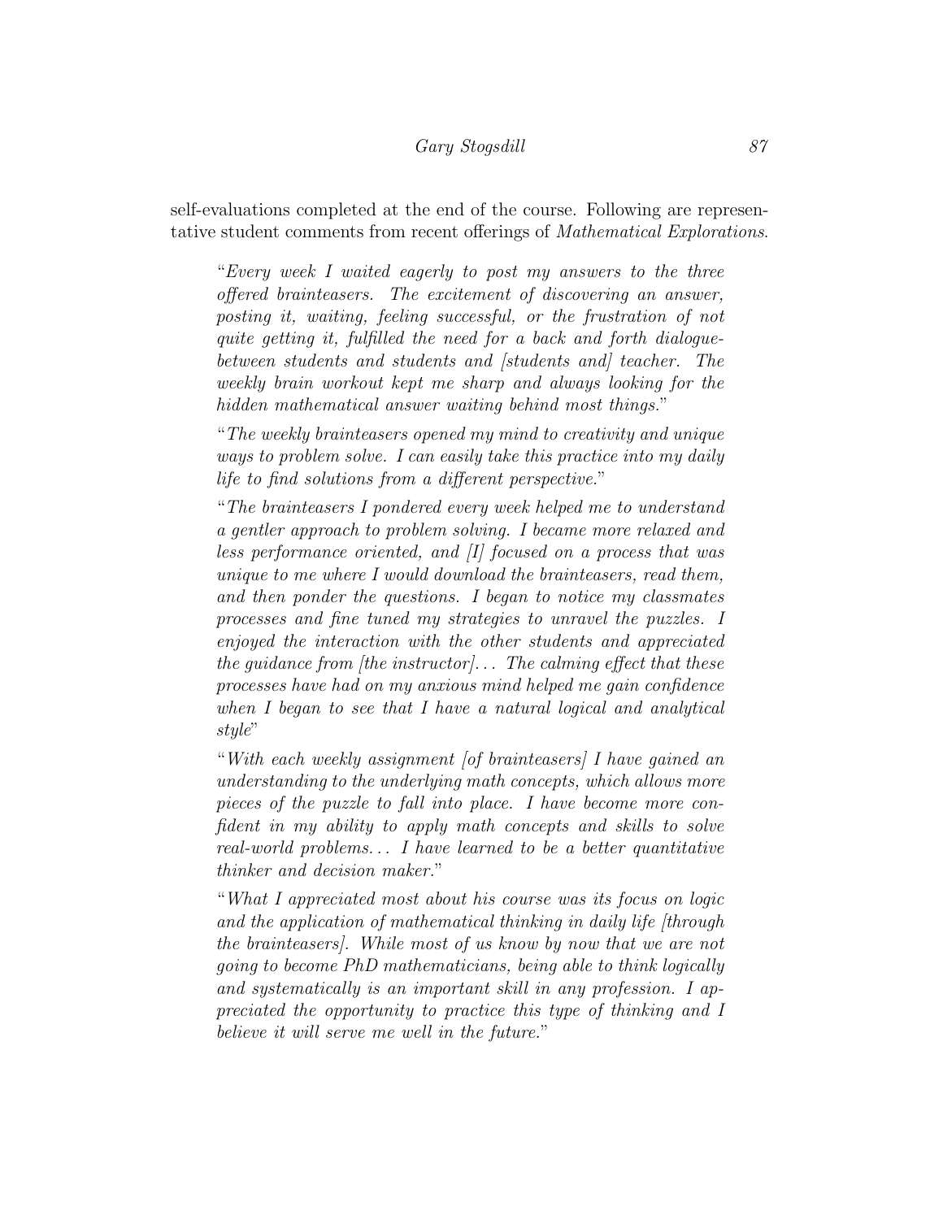self-evaluations completed at the end of the course. Following are representative student comments from recent offerings of *Mathematical Explorations*.

> "*Every week I waited eagerly to post my answers to the three offered brainteasers. The excitement of discovering an answer, posting it, waiting, feeling successful, or the frustration of not quite getting it, fulfilled the need for a back and forth dialogue-between students and students and [students and] teacher. The weekly brain workout kept me sharp and always looking for the hidden mathematical answer waiting behind most things.*"
>
> "*The weekly brainteasers opened my mind to creativity and unique ways to problem solve. I can easily take this practice into my daily life to find solutions from a different perspective.*"
>
> "*The brainteasers I pondered every week helped me to understand a gentler approach to problem solving. I became more relaxed and less performance oriented, and [I] focused on a process that was unique to me where I would download the brainteasers, read them, and then ponder the questions. I began to notice my classmates processes and fine tuned my strategies to unravel the puzzles. I enjoyed the interaction with the other students and appreciated the guidance from [the instructor]... The calming effect that these processes have had on my anxious mind helped me gain confidence when I began to see that I have a natural logical and analytical style*"
>
> "*With each weekly assignment [of brainteasers] I have gained an understanding to the underlying math concepts, which allows more pieces of the puzzle to fall into place. I have become more confident in my ability to apply math concepts and skills to solve real-world problems... I have learned to be a better quantitative thinker and decision maker.*"
>
> "*What I appreciated most about his course was its focus on logic and the application of mathematical thinking in daily life [through the brainteasers]. While most of us know by now that we are not going to become PhD mathematicians, being able to think logically and systematically is an important skill in any profession. I appreciated the opportunity to practice this type of thinking and I believe it will serve me well in the future.*"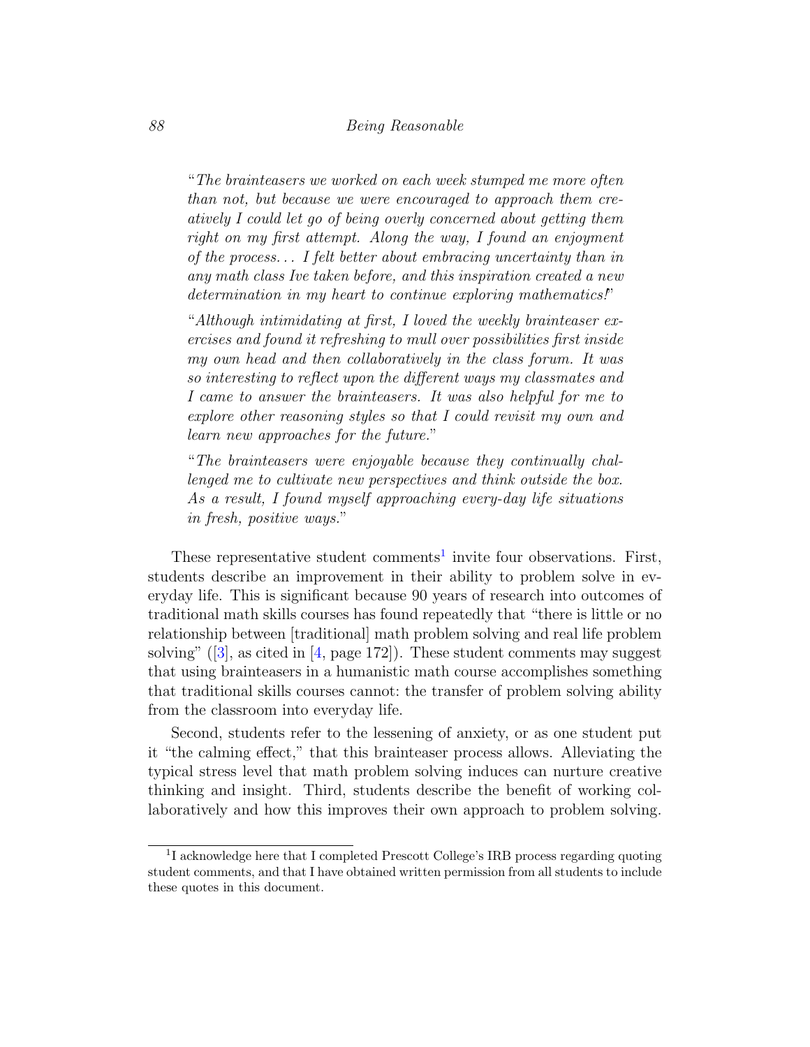"*The brainteasers we worked on each week stumped me more often than not, but because we were encouraged to approach them creatively I could let go of being overly concerned about getting them right on my first attempt. Along the way, I found an enjoyment of the process... I felt better about embracing uncertainty than in any math class Ive taken before, and this inspiration created a new determination in my heart to continue exploring mathematics!*"

"*Although intimidating at first, I loved the weekly brainteaser exercises and found it refreshing to mull over possibilities first inside my own head and then collaboratively in the class forum. It was so interesting to reflect upon the different ways my classmates and I came to answer the brainteasers. It was also helpful for me to explore other reasoning styles so that I could revisit my own and learn new approaches for the future.*"

"*The brainteasers were enjoyable because they continually challenged me to cultivate new perspectives and think outside the box. As a result, I found myself approaching every-day life situations in fresh, positive ways.*"

These representative student comments[1] invite four observations. First, students describe an improvement in their ability to problem solve in everyday life. This is significant because 90 years of research into outcomes of traditional math skills courses has found repeatedly that "there is little or no relationship between [traditional] math problem solving and real life problem solving" ([3], as cited in [4, page 172]). These student comments may suggest that using brainteasers in a humanistic math course accomplishes something that traditional skills courses cannot: the transfer of problem solving ability from the classroom into everyday life.

Second, students refer to the lessening of anxiety, or as one student put it "the calming effect," that this brainteaser process allows. Alleviating the typical stress level that math problem solving induces can nurture creative thinking and insight. Third, students describe the benefit of working collaboratively and how this improves their own approach to problem solving.

[1] I acknowledge here that I completed Prescott College's IRB process regarding quoting student comments, and that I have obtained written permission from all students to include these quotes in this document.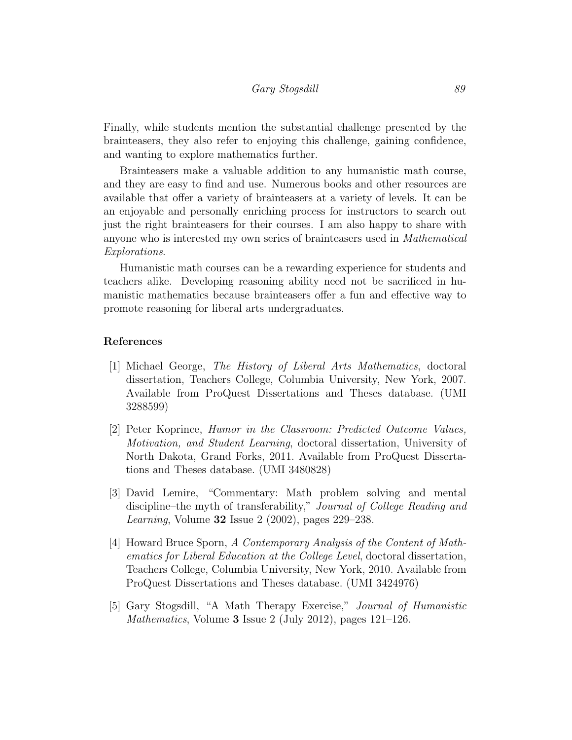Finally, while students mention the substantial challenge presented by the brainteasers, they also refer to enjoying this challenge, gaining confidence, and wanting to explore mathematics further.

Brainteasers make a valuable addition to any humanistic math course, and they are easy to find and use. Numerous books and other resources are available that offer a variety of brainteasers at a variety of levels. It can be an enjoyable and personally enriching process for instructors to search out just the right brainteasers for their courses. I am also happy to share with anyone who is interested my own series of brainteasers used in *Mathematical Explorations*.

Humanistic math courses can be a rewarding experience for students and teachers alike. Developing reasoning ability need not be sacrificed in humanistic mathematics because brainteasers offer a fun and effective way to promote reasoning for liberal arts undergraduates.

## References

[1] Michael George, *The History of Liberal Arts Mathematics*, doctoral dissertation, Teachers College, Columbia University, New York, 2007. Available from ProQuest Dissertations and Theses database. (UMI 3288599)

[2] Peter Koprince, *Humor in the Classroom: Predicted Outcome Values, Motivation, and Student Learning*, doctoral dissertation, University of North Dakota, Grand Forks, 2011. Available from ProQuest Dissertations and Theses database. (UMI 3480828)

[3] David Lemire, "Commentary: Math problem solving and mental discipline–the myth of transferability," *Journal of College Reading and Learning*, Volume **32** Issue 2 (2002), pages 229–238.

[4] Howard Bruce Sporn, *A Contemporary Analysis of the Content of Mathematics for Liberal Education at the College Level*, doctoral dissertation, Teachers College, Columbia University, New York, 2010. Available from ProQuest Dissertations and Theses database. (UMI 3424976)

[5] Gary Stogsdill, "A Math Therapy Exercise," *Journal of Humanistic Mathematics*, Volume **3** Issue 2 (July 2012), pages 121–126.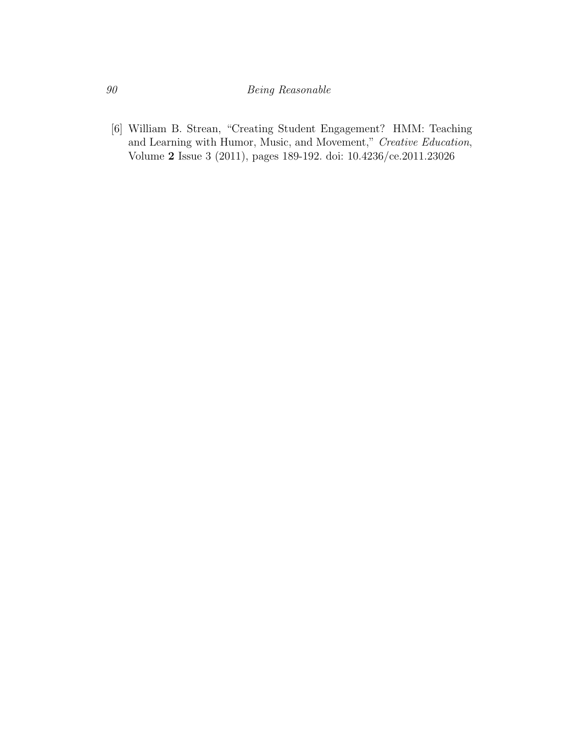[6] William B. Strean, "Creating Student Engagement? HMM: Teaching and Learning with Humor, Music, and Movement," *Creative Education*, Volume **2** Issue 3 (2011), pages 189-192. doi: 10.4236/ce.2011.23026